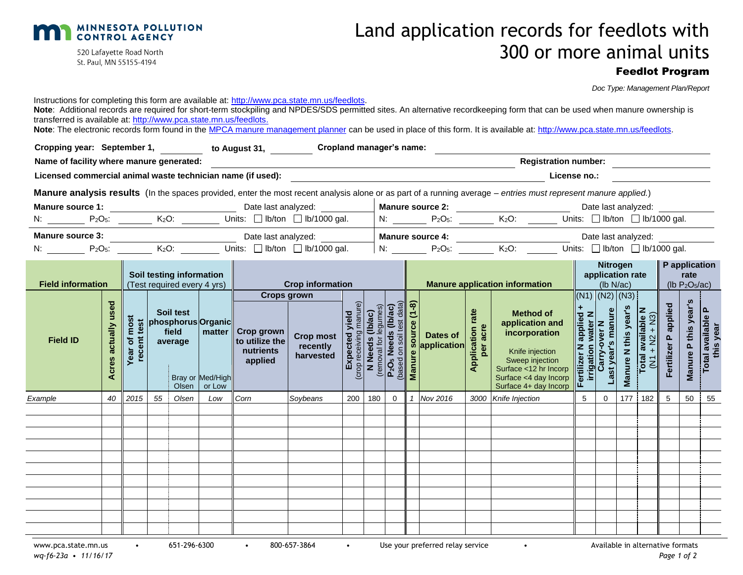MINNESOTA POLLUTION CONTROL AGENCY

520 Lafayette Road North
St. Paul, MN 55155-4194

# Land application records for feedlots with 300 or more animal units

## Feedlot Program

*Doc Type: Management Plan/Report*

Instructions for completing this form are available at: http://www.pca.state.mn.us/feedlots.

**Note**: Additional records are required for short-term stockpiling and NPDES/SDS permitted sites. An alternative recordkeeping form that can be used when manure ownership is transferred is available at: http://www.pca.state.mn.us/feedlots.

**Note**: The electronic records form found in the MPCA manure management planner can be used in place of this form. It is available at: http://www.pca.state.mn.us/feedlots.

**Cropping year: September 1,** ________ **to August 31,** ________ **Cropland manager's name:** ____________________

**Name of facility where manure generated:** ____________________ **Registration number:** ____________________

**Licensed commercial animal waste technician name (if used):** ____________________ **License no.:** ____________________

**Manure analysis results** (In the spaces provided, enter the most recent analysis alone or as part of a running average – *entries must represent manure applied.*)

**Manure source 1:** ____________________ Date last analyzed: ________
N: ________ $P_2O_5$: ________ $K_2O$: ________ Units: ☐ lb/ton ☐ lb/1000 gal.

**Manure source 2:** ____________________ Date last analyzed: ________
N: ________ $P_2O_5$: ________ $K_2O$: ________ Units: ☐ lb/ton ☐ lb/1000 gal.

**Manure source 3:** ____________________ Date last analyzed: ________
N: ________ $P_2O_5$: ________ $K_2O$: ________ Units: ☐ lb/ton ☐ lb/1000 gal.

**Manure source 4:** ____________________ Date last analyzed: ________
N: ________ $P_2O_5$: ________ $K_2O$: ________ Units: ☐ lb/ton ☐ lb/1000 gal.

| **Field information** | | **Soil testing information** (Test required every 4 yrs) | | | | **Crop information** | | | | | **Manure application information** | | | | **Nitrogen application rate** (lb N/ac) | | | | **P application rate** (lb $P_2O_5$/ac) | | |
|---|---|---|---|---|---|---|---|---|---|---|---|---|---|---|---|---|---|---|---|---|---|
| | | | | | | Crops grown | | | | | | | | | (N1) | (N2) | (N3) | | | | |
| **Field ID** | **Acres actually used** | **Year of most recent test** | **Soil test phosphorus field average** | Bray or Olsen | **Organic matter** Med/High or Low | **Crop grown to utilize the nutrients applied** | **Crop most recently harvested** | **Expected yield** (crop receiving manure) | **N Needs (lb/ac)** (removal for legumes) | **$P_2O_5$ Needs (lb/ac)** (based on soil test data) | **Manure source (1-8)** | **Dates of application** | **Application rate per acre** | **Method of application and incorporation** Knife injection, Sweep injection, Surface <12 hr Incorp, Surface <4 day Incorp, Surface 4+ day Incorp | **Fertilizer N applied + irrigation water N** | **Carry-over N Last year's manure** | **Manure N this year's** | **Total available N** (N1 + N2 + N3) | **Fertilizer P applied** | **Manure P this year's** | **Total available P this year** |
| *Example* | *40* | *2015* | *55* | *Olsen* | *Low* | *Corn* | *Soybeans* | 200 | 180 | 0 | *1* | *Nov 2016* | *3000* | *Knife Injection* | 5 | 0 | 177 | 182 | 5 | 50 | 55 |
| | | | | | | | | | | | | | | | | | | | | | |
| | | | | | | | | | | | | | | | | | | | | | |
| | | | | | | | | | | | | | | | | | | | | | |
| | | | | | | | | | | | | | | | | | | | | | |
| | | | | | | | | | | | | | | | | | | | | | |
| | | | | | | | | | | | | | | | | | | | | | |
| | | | | | | | | | | | | | | | | | | | | | |
| | | | | | | | | | | | | | | | | | | | | | |
| | | | | | | | | | | | | | | | | | | | | | |
| | | | | | | | | | | | | | | | | | | | | | |
| | | | | | | | | | | | | | | | | | | | | | |

www.pca.state.mn.us • 651-296-6300 • 800-657-3864 • Use your preferred relay service • Available in alternative formats

*wq-f6-23a • 11/16/17*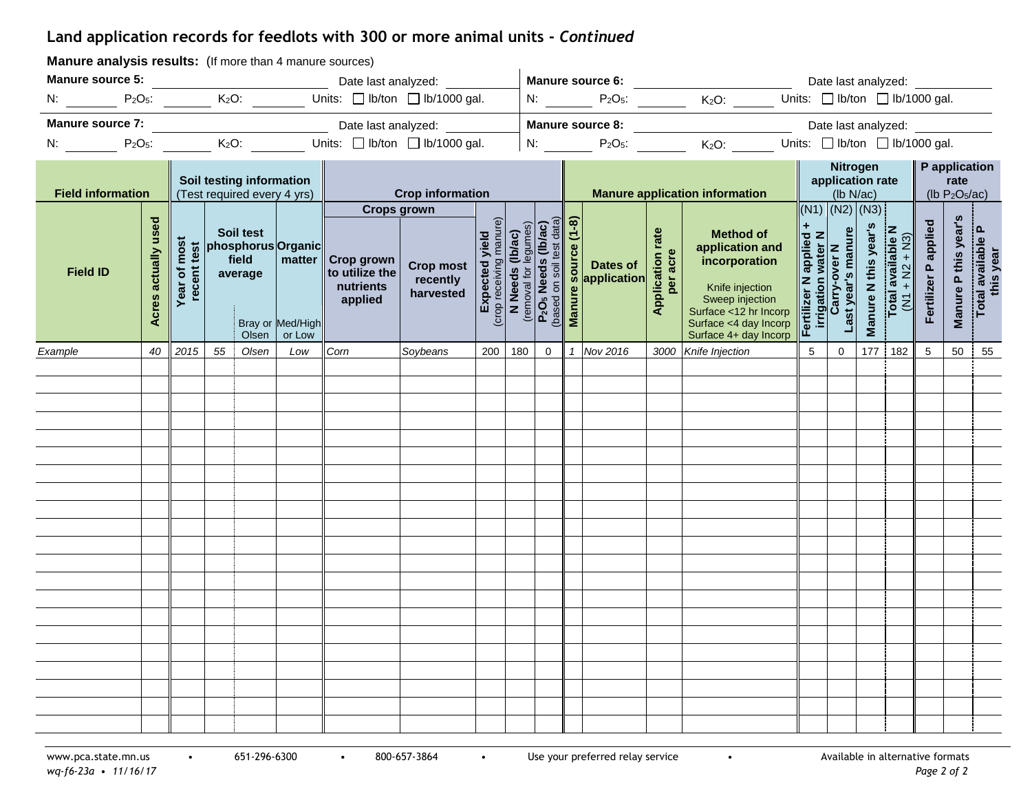## Land application records for feedlots with 300 or more animal units - *Continued*

**Manure analysis results:** (If more than 4 manure sources)

**Manure source 5:** ____________________ Date last analyzed: __________
N: ________ $P_2O_5$: ________ $K_2O$: ________ Units: ☐ lb/ton ☐ lb/1000 gal.

**Manure source 6:** ____________________ Date last analyzed: __________
N: ________ $P_2O_5$: ________ $K_2O$: ________ Units: ☐ lb/ton ☐ lb/1000 gal.

**Manure source 7:** ____________________ Date last analyzed: __________
N: ________ $P_2O_5$: ________ $K_2O$: ________ Units: ☐ lb/ton ☐ lb/1000 gal.

**Manure source 8:** ____________________ Date last analyzed: __________
N: ________ $P_2O_5$: ________ $K_2O$: ________ Units: ☐ lb/ton ☐ lb/1000 gal.

| Field information | | Soil testing information (Test required every 4 yrs) | | | | Crop information | | | | | Manure application information | | | | Nitrogen application rate (lb N/ac) | | | | P application rate (lb $P_2O_5$/ac) | | |
|---|---|---|---|---|---|---|---|---|---|---|---|---|---|---|---|---|---|---|---|---|---|
| | | | | | | Crops grown | | | | | | | | | (N1) | (N2) | (N3) | | | | |
| Field ID | Acres actually used | Year of most recent test | Soil test phosphorus field average | | Organic matter | Crop grown to utilize the nutrients applied | Crop most recently harvested | Expected yield (crop receiving manure) | N Needs (lb/ac) (removal for legumes) | $P_2O_5$ Needs (lb/ac) (based on soil test data) | Manure source (1-8) | Dates of application | Application rate per acre | Method of application and incorporation (Knife injection / Sweep injection / Surface <12 hr Incorp / Surface <4 day Incorp / Surface 4+ day Incorp) | Fertilizer N applied + irrigation water N | Carry-over N Last year's manure | Manure N this year's | Total available N (N1 + N2 + N3) | Fertilizer P applied | Manure P this year's | Total available P this year |
| | | | | Bray or Olsen | Med/High or Low | | | | | | | | | | | | | | | | |
| *Example* | *40* | *2015* | *55* | *Olsen* | *Low* | *Corn* | *Soybeans* | 200 | 180 | 0 | *1* | *Nov 2016* | *3000* | *Knife Injection* | 5 | 0 | 177 | 182 | 5 | 50 | 55 |
| | | | | | | | | | | | | | | | | | | | | | |
| | | | | | | | | | | | | | | | | | | | | | |
| | | | | | | | | | | | | | | | | | | | | | |
| | | | | | | | | | | | | | | | | | | | | | |
| | | | | | | | | | | | | | | | | | | | | | |
| | | | | | | | | | | | | | | | | | | | | | |
| | | | | | | | | | | | | | | | | | | | | | |
| | | | | | | | | | | | | | | | | | | | | | |
| | | | | | | | | | | | | | | | | | | | | | |
| | | | | | | | | | | | | | | | | | | | | | |
| | | | | | | | | | | | | | | | | | | | | | |
| | | | | | | | | | | | | | | | | | | | | | |
| | | | | | | | | | | | | | | | | | | | | | |
| | | | | | | | | | | | | | | | | | | | | | |
| | | | | | | | | | | | | | | | | | | | | | |
| | | | | | | | | | | | | | | | | | | | | | |
| | | | | | | | | | | | | | | | | | | | | | |
| | | | | | | | | | | | | | | | | | | | | | |
| | | | | | | | | | | | | | | | | | | | | | |
| | | | | | | | | | | | | | | | | | | | | | |
| | | | | | | | | | | | | | | | | | | | | | |

www.pca.state.mn.us • 651-296-6300 • 800-657-3864 • Use your preferred relay service • Available in alternative formats

*wq-f6-23a • 11/16/17*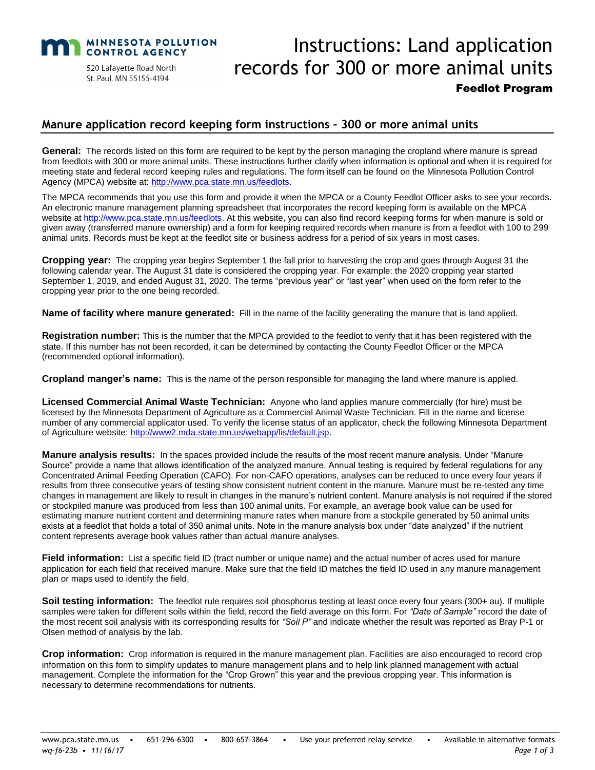MINNESOTA POLLUTION CONTROL AGENCY

520 Lafayette Road North
St. Paul, MN 55155-4194

# Instructions: Land application records for 300 or more animal units

**Feedlot Program**

## Manure application record keeping form instructions – 300 or more animal units

**General:** The records listed on this form are required to be kept by the person managing the cropland where manure is spread from feedlots with 300 or more animal units. These instructions further clarify when information is optional and when it is required for meeting state and federal record keeping rules and regulations. The form itself can be found on the Minnesota Pollution Control Agency (MPCA) website at: http://www.pca.state.mn.us/feedlots.

The MPCA recommends that you use this form and provide it when the MPCA or a County Feedlot Officer asks to see your records. An electronic manure management planning spreadsheet that incorporates the record keeping form is available on the MPCA website at http://www.pca.state.mn.us/feedlots. At this website, you can also find record keeping forms for when manure is sold or given away (transferred manure ownership) and a form for keeping required records when manure is from a feedlot with 100 to 299 animal units. Records must be kept at the feedlot site or business address for a period of six years in most cases.

**Cropping year:** The cropping year begins September 1 the fall prior to harvesting the crop and goes through August 31 the following calendar year. The August 31 date is considered the cropping year. For example: the 2020 cropping year started September 1, 2019, and ended August 31, 2020. The terms "previous year" or "last year" when used on the form refer to the cropping year prior to the one being recorded.

**Name of facility where manure generated:** Fill in the name of the facility generating the manure that is land applied.

**Registration number:** This is the number that the MPCA provided to the feedlot to verify that it has been registered with the state. If this number has not been recorded, it can be determined by contacting the County Feedlot Officer or the MPCA (recommended optional information).

**Cropland manger's name:** This is the name of the person responsible for managing the land where manure is applied.

**Licensed Commercial Animal Waste Technician:** Anyone who land applies manure commercially (for hire) must be licensed by the Minnesota Department of Agriculture as a Commercial Animal Waste Technician. Fill in the name and license number of any commercial applicator used. To verify the license status of an applicator, check the following Minnesota Department of Agriculture website: http://www2.mda.state.mn.us/webapp/lis/default.jsp.

**Manure analysis results:** In the spaces provided include the results of the most recent manure analysis. Under "Manure Source" provide a name that allows identification of the analyzed manure. Annual testing is required by federal regulations for any Concentrated Animal Feeding Operation (CAFO). For non-CAFO operations, analyses can be reduced to once every four years if results from three consecutive years of testing show consistent nutrient content in the manure. Manure must be re-tested any time changes in management are likely to result in changes in the manure's nutrient content. Manure analysis is not required if the stored or stockpiled manure was produced from less than 100 animal units. For example, an average book value can be used for estimating manure nutrient content and determining manure rates when manure from a stockpile generated by 50 animal units exists at a feedlot that holds a total of 350 animal units. Note in the manure analysis box under "date analyzed" if the nutrient content represents average book values rather than actual manure analyses.

**Field information:** List a specific field ID (tract number or unique name) and the actual number of acres used for manure application for each field that received manure. Make sure that the field ID matches the field ID used in any manure management plan or maps used to identify the field.

**Soil testing information:** The feedlot rule requires soil phosphorus testing at least once every four years (300+ au). If multiple samples were taken for different soils within the field, record the field average on this form. For *"Date of Sample"* record the date of the most recent soil analysis with its corresponding results for *"Soil P"* and indicate whether the result was reported as Bray P-1 or Olsen method of analysis by the lab.

**Crop information:** Crop information is required in the manure management plan. Facilities are also encouraged to record crop information on this form to simplify updates to manure management plans and to help link planned management with actual management. Complete the information for the "Crop Grown" this year and the previous cropping year. This information is necessary to determine recommendations for nutrients.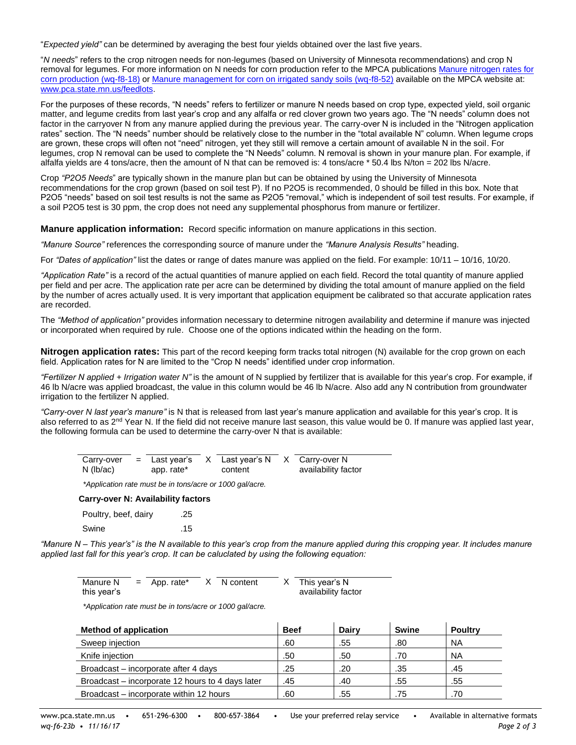"*Expected yield"* can be determined by averaging the best four yields obtained over the last five years.

"*N needs*" refers to the crop nitrogen needs for non-legumes (based on University of Minnesota recommendations) and crop N removal for legumes. For more information on N needs for corn production refer to the MPCA publications [Manure nitrogen rates for corn production (wq-f8-18)] or [Manure management for corn on irrigated sandy soils (wq-f8-52)] available on the MPCA website at: [www.pca.state.mn.us/feedlots].

For the purposes of these records, "N needs" refers to fertilizer or manure N needs based on crop type, expected yield, soil organic matter, and legume credits from last year's crop and any alfalfa or red clover grown two years ago. The "N needs" column does not factor in the carryover N from any manure applied during the previous year. The carry-over N is included in the "Nitrogen application rates" section. The "N needs" number should be relatively close to the number in the "total available N" column. When legume crops are grown, these crops will often not "need" nitrogen, yet they still will remove a certain amount of available N in the soil. For legumes, crop N removal can be used to complete the "N Needs" column. N removal is shown in your manure plan. For example, if alfalfa yields are 4 tons/acre, then the amount of N that can be removed is: 4 tons/acre * 50.4 lbs N/ton = 202 lbs N/acre.

Crop *"P2O5 Needs*" are typically shown in the manure plan but can be obtained by using the University of Minnesota recommendations for the crop grown (based on soil test P). If no P2O5 is recommended, 0 should be filled in this box. Note that P2O5 "needs" based on soil test results is not the same as P2O5 "removal," which is independent of soil test results. For example, if a soil P2O5 test is 30 ppm, the crop does not need any supplemental phosphorus from manure or fertilizer.

**Manure application information:** Record specific information on manure applications in this section.

*"Manure Source"* references the corresponding source of manure under the *"Manure Analysis Results"* heading.

For *"Dates of application"* list the dates or range of dates manure was applied on the field. For example: 10/11 – 10/16, 10/20.

*"Application Rate"* is a record of the actual quantities of manure applied on each field. Record the total quantity of manure applied per field and per acre. The application rate per acre can be determined by dividing the total amount of manure applied on the field by the number of acres actually used. It is very important that application equipment be calibrated so that accurate application rates are recorded.

The *"Method of application"* provides information necessary to determine nitrogen availability and determine if manure was injected or incorporated when required by rule. Choose one of the options indicated within the heading on the form.

**Nitrogen application rates:** This part of the record keeping form tracks total nitrogen (N) available for the crop grown on each field. Application rates for N are limited to the "Crop N needs" identified under crop information.

*"Fertilizer N applied + Irrigation water N"* is the amount of N supplied by fertilizer that is available for this year's crop. For example, if 46 lb N/acre was applied broadcast, the value in this column would be 46 lb N/acre. Also add any N contribution from groundwater irrigation to the fertilizer N applied.

*"Carry-over N last year's manure"* is N that is released from last year's manure application and available for this year's crop. It is also referred to as 2nd Year N. If the field did not receive manure last season, this value would be 0. If manure was applied last year, the following formula can be used to determine the carry-over N that is available:

| Carry-over N (lb/ac) | = | Last year's app. rate* | X | Last year's N content | X | Carry-over N availability factor |
|---|---|---|---|---|---|---|

*\*Application rate must be in tons/acre or 1000 gal/acre.*

**Carry-over N: Availability factors**

| | |
|---|---|
| Poultry, beef, dairy | .25 |
| Swine | .15 |

*"Manure N – This year's" is the N available to this year's crop from the manure applied during this cropping year. It includes manure applied last fall for this year's crop. It can be caluclated by using the following equation:*

| Manure N this year's | = | App. rate* | X | N content | X | This year's N availability factor |
|---|---|---|---|---|---|---|

*\*Application rate must be in tons/acre or 1000 gal/acre.*

| Method of application | Beef | Dairy | Swine | Poultry |
|---|---|---|---|---|
| Sweep injection | .60 | .55 | .80 | NA |
| Knife injection | .50 | .50 | .70 | NA |
| Broadcast – incorporate after 4 days | .25 | .20 | .35 | .45 |
| Broadcast – incorporate 12 hours to 4 days later | .45 | .40 | .55 | .55 |
| Broadcast – incorporate within 12 hours | .60 | .55 | .75 | .70 |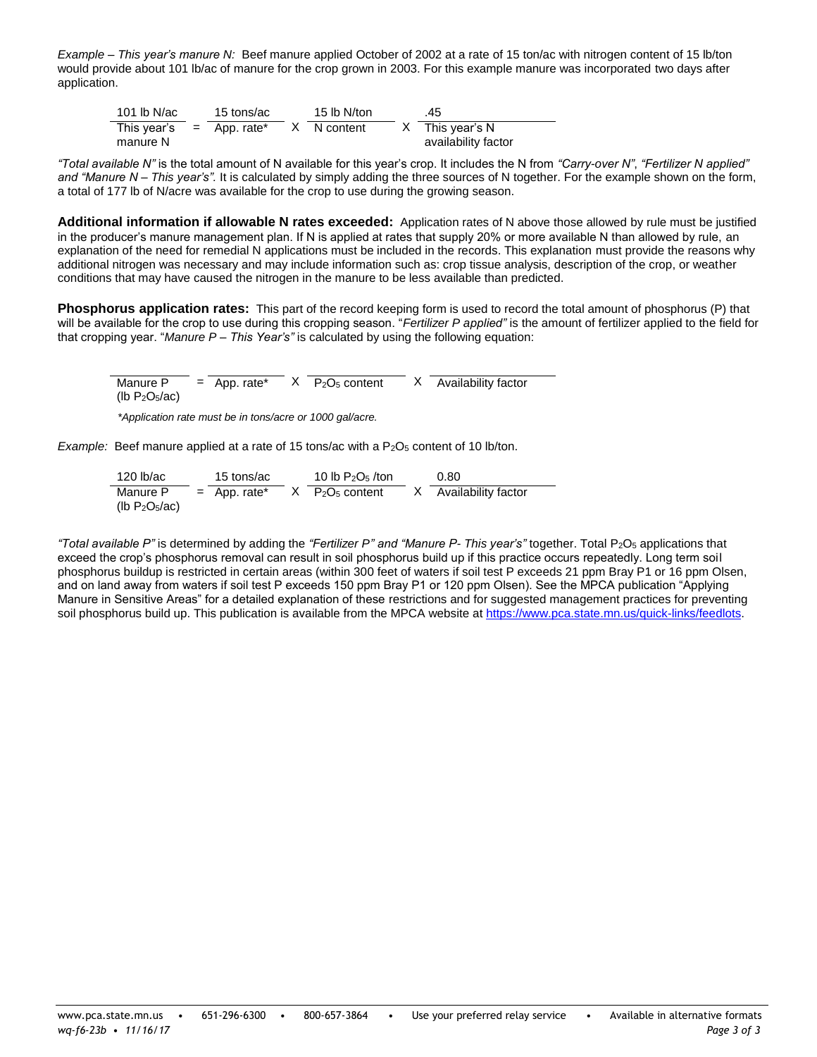*Example – This year's manure N:* Beef manure applied October of 2002 at a rate of 15 ton/ac with nitrogen content of 15 lb/ton would provide about 101 lb/ac of manure for the crop grown in 2003. For this example manure was incorporated two days after application.

| 101 lb N/ac | | 15 tons/ac | | 15 lb N/ton | | .45 |
|---|---|---|---|---|---|---|
| This year's manure N | = | App. rate* | X | N content | X | This year's N availability factor |

*"Total available N"* is the total amount of N available for this year's crop. It includes the N from *"Carry-over N"*, *"Fertilizer N applied" and "Manure N – This year's".* It is calculated by simply adding the three sources of N together. For the example shown on the form, a total of 177 lb of N/acre was available for the crop to use during the growing season.

**Additional information if allowable N rates exceeded:** Application rates of N above those allowed by rule must be justified in the producer's manure management plan. If N is applied at rates that supply 20% or more available N than allowed by rule, an explanation of the need for remedial N applications must be included in the records. This explanation must provide the reasons why additional nitrogen was necessary and may include information such as: crop tissue analysis, description of the crop, or weather conditions that may have caused the nitrogen in the manure to be less available than predicted.

**Phosphorus application rates:** This part of the record keeping form is used to record the total amount of phosphorus (P) that will be available for the crop to use during this cropping season. "*Fertilizer P applied"* is the amount of fertilizer applied to the field for that cropping year. "*Manure P – This Year's"* is calculated by using the following equation:

| | | | | | | |
|---|---|---|---|---|---|---|
| Manure P (lb $P_2O_5$/ac) | = | App. rate* | X | $P_2O_5$ content | X | Availability factor |

*\*Application rate must be in tons/acre or 1000 gal/acre.*

*Example:* Beef manure applied at a rate of 15 tons/ac with a $P_2O_5$ content of 10 lb/ton.

| 120 lb/ac | | 15 tons/ac | | 10 lb $P_2O_5$ /ton | | 0.80 |
|---|---|---|---|---|---|---|
| Manure P (lb $P_2O_5$/ac) | = | App. rate* | X | $P_2O_5$ content | X | Availability factor |

*"Total available P"* is determined by adding the *"Fertilizer P" and "Manure P- This year's"* together. Total $P_2O_5$ applications that exceed the crop's phosphorus removal can result in soil phosphorus build up if this practice occurs repeatedly. Long term soil phosphorus buildup is restricted in certain areas (within 300 feet of waters if soil test P exceeds 21 ppm Bray P1 or 16 ppm Olsen, and on land away from waters if soil test P exceeds 150 ppm Bray P1 or 120 ppm Olsen). See the MPCA publication "Applying Manure in Sensitive Areas" for a detailed explanation of these restrictions and for suggested management practices for preventing soil phosphorus build up. This publication is available from the MPCA website at https://www.pca.state.mn.us/quick-links/feedlots.